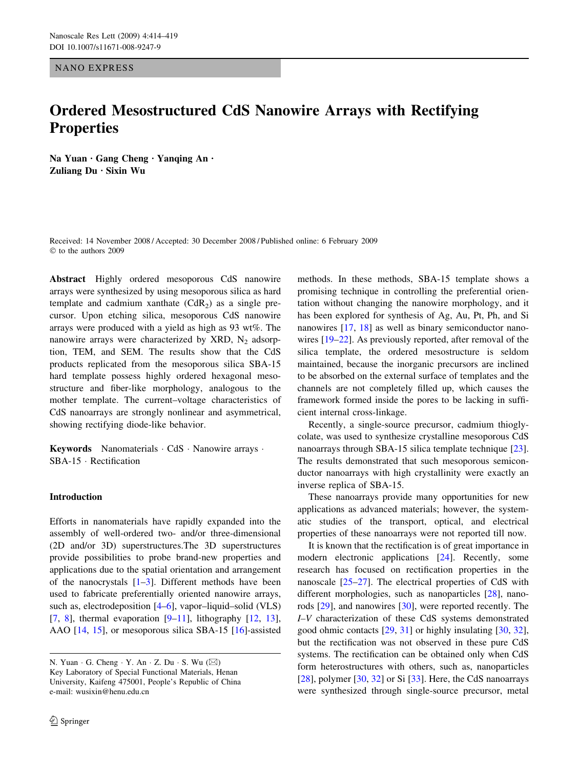NANO EXPRESS

# Ordered Mesostructured CdS Nanowire Arrays with Rectifying Properties

**Na Yuan · Gang Cheng · Yanqing An · Zuliang Du · Sixin Wu**

Received: 14 November 2008 / Accepted: 30 December 2008 / Published online: 6 February 2009
© to the authors 2009

**Abstract** Highly ordered mesoporous CdS nanowire arrays were synthesized by using mesoporous silica as hard template and cadmium xanthate ($CdR_2$) as a single precursor. Upon etching silica, mesoporous CdS nanowire arrays were produced with a yield as high as 93 wt%. The nanowire arrays were characterized by XRD, $N_2$ adsorption, TEM, and SEM. The results show that the CdS products replicated from the mesoporous silica SBA-15 hard template possess highly ordered hexagonal mesostructure and fiber-like morphology, analogous to the mother template. The current–voltage characteristics of CdS nanoarrays are strongly nonlinear and asymmetrical, showing rectifying diode-like behavior.

**Keywords** Nanomaterials · CdS · Nanowire arrays · SBA-15 · Rectification

N. Yuan · G. Cheng · Y. An · Z. Du · S. Wu (✉)
Key Laboratory of Special Functional Materials, Henan University, Kaifeng 475001, People's Republic of China
e-mail: wusixin@henu.edu.cn

## Introduction

Efforts in nanomaterials have rapidly expanded into the assembly of well-ordered two- and/or three-dimensional (2D and/or 3D) superstructures.The 3D superstructures provide possibilities to probe brand-new properties and applications due to the spatial orientation and arrangement of the nanocrystals [1–3]. Different methods have been used to fabricate preferentially oriented nanowire arrays, such as, electrodeposition [4–6], vapor–liquid–solid (VLS) [7, 8], thermal evaporation [9–11], lithography [12, 13], AAO [14, 15], or mesoporous silica SBA-15 [16]-assisted methods. In these methods, SBA-15 template shows a promising technique in controlling the preferential orientation without changing the nanowire morphology, and it has been explored for synthesis of Ag, Au, Pt, Ph, and Si nanowires [17, 18] as well as binary semiconductor nanowires [19–22]. As previously reported, after removal of the silica template, the ordered mesostructure is seldom maintained, because the inorganic precursors are inclined to be absorbed on the external surface of templates and the channels are not completely filled up, which causes the framework formed inside the pores to be lacking in sufficient internal cross-linkage.

Recently, a single-source precursor, cadmium thioglycolate, was used to synthesize crystalline mesoporous CdS nanoarrays through SBA-15 silica template technique [23]. The results demonstrated that such mesoporous semiconductor nanoarrays with high crystallinity were exactly an inverse replica of SBA-15.

These nanoarrays provide many opportunities for new applications as advanced materials; however, the systematic studies of the transport, optical, and electrical properties of these nanoarrays were not reported till now.

It is known that the rectification is of great importance in modern electronic applications [24]. Recently, some research has focused on rectification properties in the nanoscale [25–27]. The electrical properties of CdS with different morphologies, such as nanoparticles [28], nanorods [29], and nanowires [30], were reported recently. The *I–V* characterization of these CdS systems demonstrated good ohmic contacts [29, 31] or highly insulating [30, 32], but the rectification was not observed in these pure CdS systems. The rectification can be obtained only when CdS form heterostructures with others, such as, nanoparticles [28], polymer [30, 32] or Si [33]. Here, the CdS nanoarrays were synthesized through single-source precursor, metal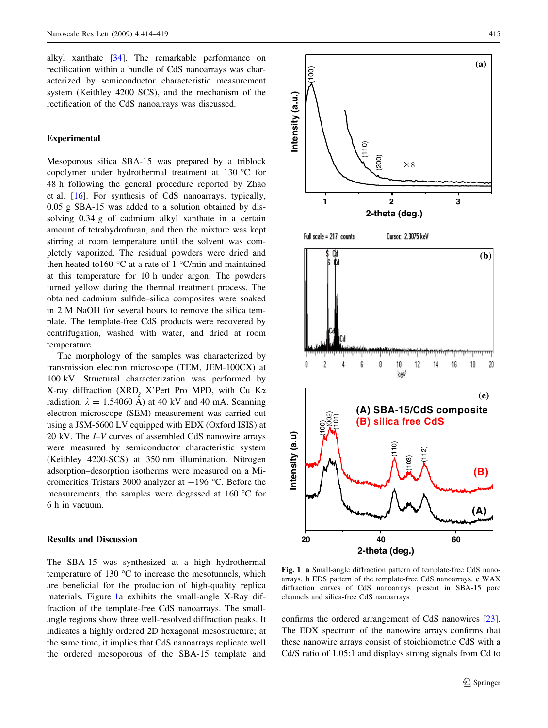alkyl xanthate [34]. The remarkable performance on rectification within a bundle of CdS nanoarrays was characterized by semiconductor characteristic measurement system (Keithley 4200 SCS), and the mechanism of the rectification of the CdS nanoarrays was discussed.

## Experimental

Mesoporous silica SBA-15 was prepared by a triblock copolymer under hydrothermal treatment at 130 °C for 48 h following the general procedure reported by Zhao et al. [16]. For synthesis of CdS nanoarrays, typically, 0.05 g SBA-15 was added to a solution obtained by dissolving 0.34 g of cadmium alkyl xanthate in a certain amount of tetrahydrofuran, and then the mixture was kept stirring at room temperature until the solvent was completely vaporized. The residual powders were dried and then heated to160 °C at a rate of 1 °C/min and maintained at this temperature for 10 h under argon. The powders turned yellow during the thermal treatment process. The obtained cadmium sulfide–silica composites were soaked in 2 M NaOH for several hours to remove the silica template. The template-free CdS products were recovered by centrifugation, washed with water, and dried at room temperature.

The morphology of the samples was characterized by transmission electron microscope (TEM, JEM-100CX) at 100 kV. Structural characterization was performed by X-ray diffraction (XRD, X'Pert Pro MPD, with Cu K$\alpha$ radiation, $\lambda = 1.54060$ Å) at 40 kV and 40 mA. Scanning electron microscopy (SEM) measurement was carried out using a JSM-5600 LV equipped with EDX (Oxford ISIS) at 20 kV. The *I–V* curves of assembled CdS nanowire arrays were measured by semiconductor characteristic system (Keithley 4200-SCS) at 350 nm illumination. Nitrogen adsorption–desorption isotherms were measured on a Micromeritics Tristars 3000 analyzer at −196 °C. Before the measurements, the samples were degassed at 160 °C for 6 h in vacuum.

## Results and Discussion

The SBA-15 was synthesized at a high hydrothermal temperature of 130 °C to increase the mesotunnels, which are beneficial for the production of high-quality replica materials. Figure 1a exhibits the small-angle X-Ray diffraction of the template-free CdS nanoarrays. The small-angle regions show three well-resolved diffraction peaks. It indicates a highly ordered 2D hexagonal mesostructure; at the same time, it implies that CdS nanoarrays replicate well the ordered mesoporous of the SBA-15 template and confirms the ordered arrangement of CdS nanowires [23]. The EDX spectrum of the nanowire arrays confirms that these nanowire arrays consist of stoichiometric CdS with a Cd/S ratio of 1.05:1 and displays strong signals from Cd to

**Fig. 1** **a** Small-angle diffraction pattern of template-free CdS nanoarrays. **b** EDS pattern of the template-free CdS nanoarrays. **c** WAX diffraction curves of CdS nanoarrays present in SBA-15 pore channels and silica-free CdS nanoarrays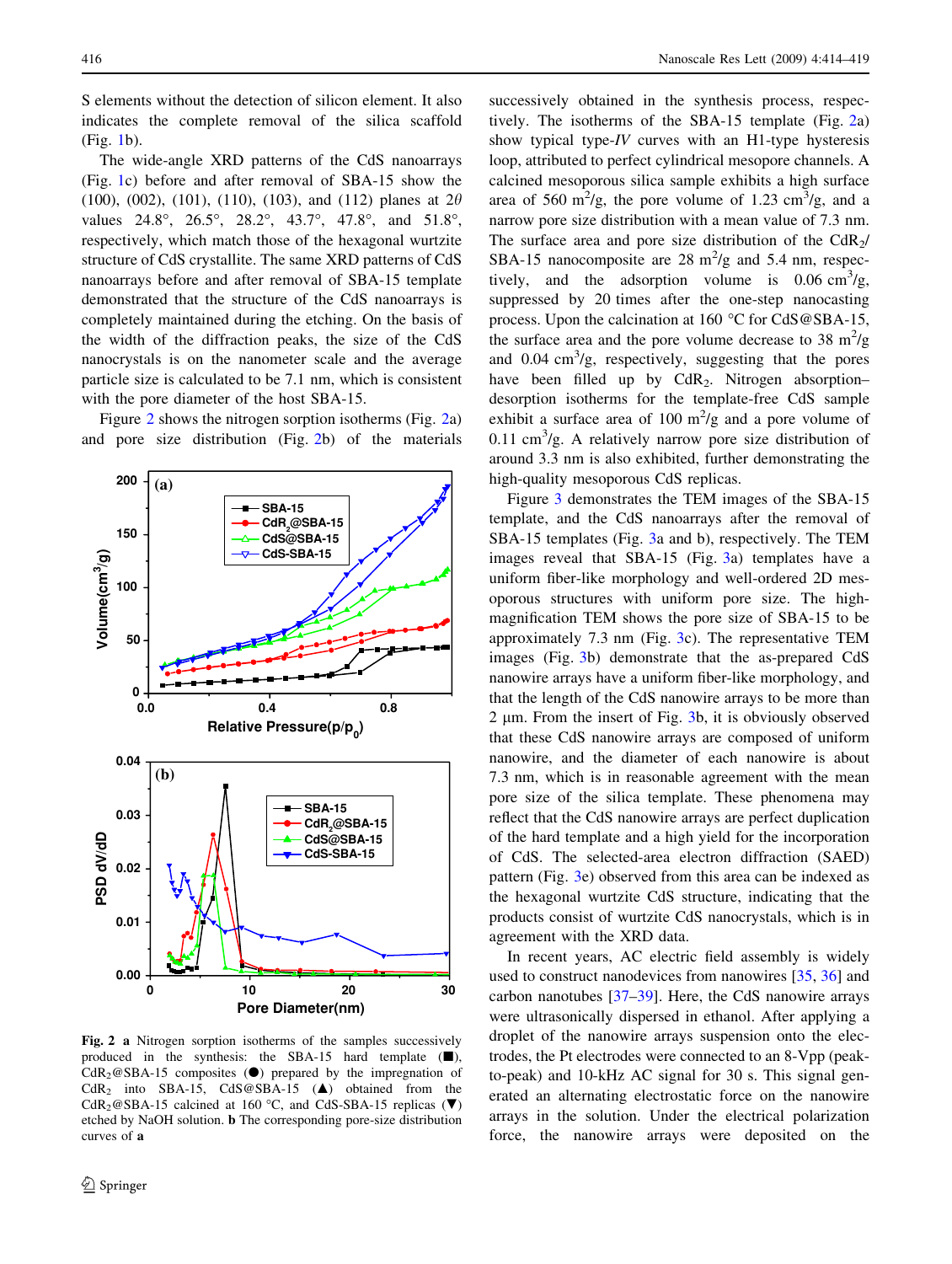S elements without the detection of silicon element. It also indicates the complete removal of the silica scaffold (Fig. 1b).

The wide-angle XRD patterns of the CdS nanoarrays (Fig. 1c) before and after removal of SBA-15 show the (100), (002), (101), (110), (103), and (112) planes at $2\theta$ values 24.8°, 26.5°, 28.2°, 43.7°, 47.8°, and 51.8°, respectively, which match those of the hexagonal wurtzite structure of CdS crystallite. The same XRD patterns of CdS nanoarrays before and after removal of SBA-15 template demonstrated that the structure of the CdS nanoarrays is completely maintained during the etching. On the basis of the width of the diffraction peaks, the size of the CdS nanocrystals is on the nanometer scale and the average particle size is calculated to be 7.1 nm, which is consistent with the pore diameter of the host SBA-15.

Figure 2 shows the nitrogen sorption isotherms (Fig. 2a) and pore size distribution (Fig. 2b) of the materials successively obtained in the synthesis process, respectively. The isotherms of the SBA-15 template (Fig. 2a) show typical type-*IV* curves with an H1-type hysteresis loop, attributed to perfect cylindrical mesopore channels. A calcined mesoporous silica sample exhibits a high surface area of 560 $m^2/g$, the pore volume of 1.23 $cm^3/g$, and a narrow pore size distribution with a mean value of 7.3 nm. The surface area and pore size distribution of the $CdR_2$/SBA-15 nanocomposite are 28 $m^2/g$ and 5.4 nm, respectively, and the adsorption volume is 0.06 $cm^3/g$, suppressed by 20 times after the one-step nanocasting process. Upon the calcination at 160 °C for CdS@SBA-15, the surface area and the pore volume decrease to 38 $m^2/g$ and 0.04 $cm^3/g$, respectively, suggesting that the pores have been filled up by $CdR_2$. Nitrogen absorption–desorption isotherms for the template-free CdS sample exhibit a surface area of 100 $m^2/g$ and a pore volume of 0.11 $cm^3/g$. A relatively narrow pore size distribution of around 3.3 nm is also exhibited, further demonstrating the high-quality mesoporous CdS replicas.

**Fig. 2** **a** Nitrogen sorption isotherms of the samples successively produced in the synthesis: the SBA-15 hard template (■), $CdR_2$@SBA-15 composites (●) prepared by the impregnation of $CdR_2$ into SBA-15, CdS@SBA-15 (▲) obtained from the $CdR_2$@SBA-15 calcined at 160 °C, and CdS-SBA-15 replicas (▼) etched by NaOH solution. **b** The corresponding pore-size distribution curves of **a**

Figure 3 demonstrates the TEM images of the SBA-15 template, and the CdS nanoarrays after the removal of SBA-15 templates (Fig. 3a and b), respectively. The TEM images reveal that SBA-15 (Fig. 3a) templates have a uniform fiber-like morphology and well-ordered 2D mesoporous structures with uniform pore size. The high-magnification TEM shows the pore size of SBA-15 to be approximately 7.3 nm (Fig. 3c). The representative TEM images (Fig. 3b) demonstrate that the as-prepared CdS nanowire arrays have a uniform fiber-like morphology, and that the length of the CdS nanowire arrays to be more than 2 µm. From the insert of Fig. 3b, it is obviously observed that these CdS nanowire arrays are composed of uniform nanowire, and the diameter of each nanowire is about 7.3 nm, which is in reasonable agreement with the mean pore size of the silica template. These phenomena may reflect that the CdS nanowire arrays are perfect duplication of the hard template and a high yield for the incorporation of CdS. The selected-area electron diffraction (SAED) pattern (Fig. 3e) observed from this area can be indexed as the hexagonal wurtzite CdS structure, indicating that the products consist of wurtzite CdS nanocrystals, which is in agreement with the XRD data.

In recent years, AC electric field assembly is widely used to construct nanodevices from nanowires [35, 36] and carbon nanotubes [37–39]. Here, the CdS nanowire arrays were ultrasonically dispersed in ethanol. After applying a droplet of the nanowire arrays suspension onto the electrodes, the Pt electrodes were connected to an 8-Vpp (peak-to-peak) and 10-kHz AC signal for 30 s. This signal generated an alternating electrostatic force on the nanowire arrays in the solution. Under the electrical polarization force, the nanowire arrays were deposited on the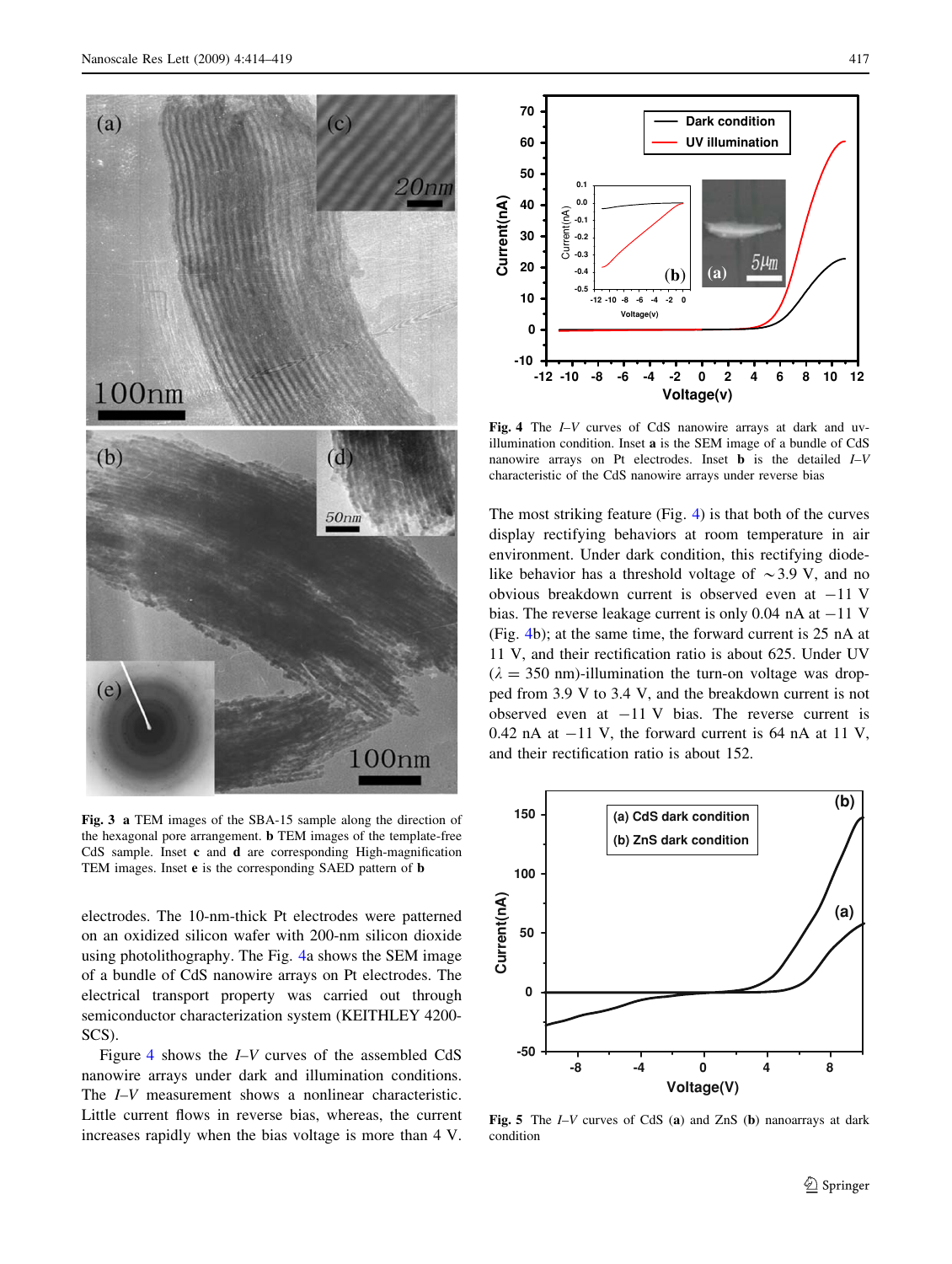**Fig. 3** **a** TEM images of the SBA-15 sample along the direction of the hexagonal pore arrangement. **b** TEM images of the template-free CdS sample. Inset **c** and **d** are corresponding High-magnification TEM images. Inset **e** is the corresponding SAED pattern of **b**

electrodes. The 10-nm-thick Pt electrodes were patterned on an oxidized silicon wafer with 200-nm silicon dioxide using photolithography. The Fig. 4a shows the SEM image of a bundle of CdS nanowire arrays on Pt electrodes. The electrical transport property was carried out through semiconductor characterization system (KEITHLEY 4200-SCS).

Figure 4 shows the *I*–*V* curves of the assembled CdS nanowire arrays under dark and illumination conditions. The *I*–*V* measurement shows a nonlinear characteristic. Little current flows in reverse bias, whereas, the current increases rapidly when the bias voltage is more than 4 V.

**Fig. 4** The *I*–*V* curves of CdS nanowire arrays at dark and uv-illumination condition. Inset **a** is the SEM image of a bundle of CdS nanowire arrays on Pt electrodes. Inset **b** is the detailed *I*–*V* characteristic of the CdS nanowire arrays under reverse bias

The most striking feature (Fig. 4) is that both of the curves display rectifying behaviors at room temperature in air environment. Under dark condition, this rectifying diode-like behavior has a threshold voltage of $\sim$3.9 V, and no obvious breakdown current is observed even at $-11$ V bias. The reverse leakage current is only 0.04 nA at $-11$ V (Fig. 4b); at the same time, the forward current is 25 nA at 11 V, and their rectification ratio is about 625. Under UV ($\lambda = 350$ nm)-illumination the turn-on voltage was dropped from 3.9 V to 3.4 V, and the breakdown current is not observed even at $-11$ V bias. The reverse current is 0.42 nA at $-11$ V, the forward current is 64 nA at 11 V, and their rectification ratio is about 152.

**Fig. 5** The *I*–*V* curves of CdS (**a**) and ZnS (**b**) nanoarrays at dark condition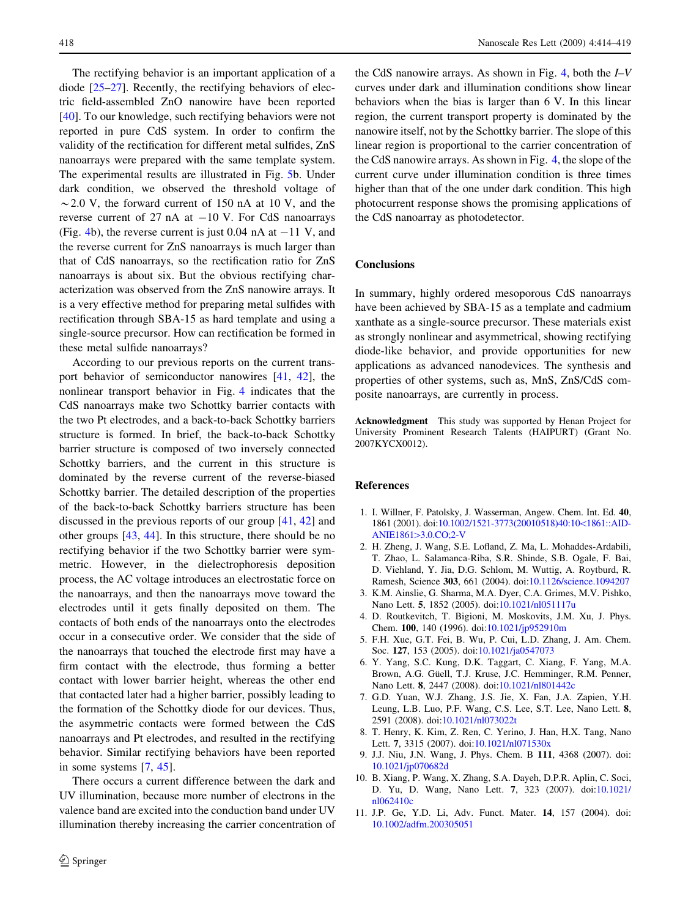The rectifying behavior is an important application of a diode [25–27]. Recently, the rectifying behaviors of electric field-assembled ZnO nanowire have been reported [40]. To our knowledge, such rectifying behaviors were not reported in pure CdS system. In order to confirm the validity of the rectification for different metal sulfides, ZnS nanoarrays were prepared with the same template system. The experimental results are illustrated in Fig. 5b. Under dark condition, we observed the threshold voltage of ~2.0 V, the forward current of 150 nA at 10 V, and the reverse current of 27 nA at −10 V. For CdS nanoarrays (Fig. 4b), the reverse current is just 0.04 nA at −11 V, and the reverse current for ZnS nanoarrays is much larger than that of CdS nanoarrays, so the rectification ratio for ZnS nanoarrays is about six. But the obvious rectifying characterization was observed from the ZnS nanowire arrays. It is a very effective method for preparing metal sulfides with rectification through SBA-15 as hard template and using a single-source precursor. How can rectification be formed in these metal sulfide nanoarrays?

According to our previous reports on the current transport behavior of semiconductor nanowires [41, 42], the nonlinear transport behavior in Fig. 4 indicates that the CdS nanoarrays make two Schottky barrier contacts with the two Pt electrodes, and a back-to-back Schottky barriers structure is formed. In brief, the back-to-back Schottky barrier structure is composed of two inversely connected Schottky barriers, and the current in this structure is dominated by the reverse current of the reverse-biased Schottky barrier. The detailed description of the properties of the back-to-back Schottky barriers structure has been discussed in the previous reports of our group [41, 42] and other groups [43, 44]. In this structure, there should be no rectifying behavior if the two Schottky barrier were symmetric. However, in the dielectrophoresis deposition process, the AC voltage introduces an electrostatic force on the nanoarrays, and then the nanoarrays move toward the electrodes until it gets finally deposited on them. The contacts of both ends of the nanoarrays onto the electrodes occur in a consecutive order. We consider that the side of the nanoarrays that touched the electrode first may have a firm contact with the electrode, thus forming a better contact with lower barrier height, whereas the other end that contacted later had a higher barrier, possibly leading to the formation of the Schottky diode for our devices. Thus, the asymmetric contacts were formed between the CdS nanoarrays and Pt electrodes, and resulted in the rectifying behavior. Similar rectifying behaviors have been reported in some systems [7, 45].

There occurs a current difference between the dark and UV illumination, because more number of electrons in the valence band are excited into the conduction band under UV illumination thereby increasing the carrier concentration of the CdS nanowire arrays. As shown in Fig. 4, both the *I–V* curves under dark and illumination conditions show linear behaviors when the bias is larger than 6 V. In this linear region, the current transport property is dominated by the nanowire itself, not by the Schottky barrier. The slope of this linear region is proportional to the carrier concentration of the CdS nanowire arrays. As shown in Fig. 4, the slope of the current curve under illumination condition is three times higher than that of the one under dark condition. This high photocurrent response shows the promising applications of the CdS nanoarray as photodetector.

## Conclusions

In summary, highly ordered mesoporous CdS nanoarrays have been achieved by SBA-15 as a template and cadmium xanthate as a single-source precursor. These materials exist as strongly nonlinear and asymmetrical, showing rectifying diode-like behavior, and provide opportunities for new applications as advanced nanodevices. The synthesis and properties of other systems, such as, MnS, ZnS/CdS composite nanoarrays, are currently in process.

**Acknowledgment** This study was supported by Henan Project for University Prominent Research Talents (HAIPURT) (Grant No. 2007KYCX0012).

## References

1. I. Willner, F. Patolsky, J. Wasserman, Angew. Chem. Int. Ed. **40**, 1861 (2001). doi:10.1002/1521-3773(20010518)40:10<1861::AID-ANIE1861>3.0.CO;2-V
2. H. Zheng, J. Wang, S.E. Lofland, Z. Ma, L. Mohaddes-Ardabili, T. Zhao, L. Salamanca-Riba, S.R. Shinde, S.B. Ogale, F. Bai, D. Viehland, Y. Jia, D.G. Schlom, M. Wuttig, A. Roytburd, R. Ramesh, Science **303**, 661 (2004). doi:10.1126/science.1094207
3. K.M. Ainslie, G. Sharma, M.A. Dyer, C.A. Grimes, M.V. Pishko, Nano Lett. **5**, 1852 (2005). doi:10.1021/nl051117u
4. D. Routkevitch, T. Bigioni, M. Moskovits, J.M. Xu, J. Phys. Chem. **100**, 140 (1996). doi:10.1021/jp952910m
5. F.H. Xue, G.T. Fei, B. Wu, P. Cui, L.D. Zhang, J. Am. Chem. Soc. **127**, 153 (2005). doi:10.1021/ja0547073
6. Y. Yang, S.C. Kung, D.K. Taggart, C. Xiang, F. Yang, M.A. Brown, A.G. Güell, T.J. Kruse, J.C. Hemminger, R.M. Penner, Nano Lett. **8**, 2447 (2008). doi:10.1021/nl801442c
7. G.D. Yuan, W.J. Zhang, J.S. Jie, X. Fan, J.A. Zapien, Y.H. Leung, L.B. Luo, P.F. Wang, C.S. Lee, S.T. Lee, Nano Lett. **8**, 2591 (2008). doi:10.1021/nl073022t
8. T. Henry, K. Kim, Z. Ren, C. Yerino, J. Han, H.X. Tang, Nano Lett. **7**, 3315 (2007). doi:10.1021/nl071530x
9. J.J. Niu, J.N. Wang, J. Phys. Chem. B **111**, 4368 (2007). doi:10.1021/jp070682d
10. B. Xiang, P. Wang, X. Zhang, S.A. Dayeh, D.P.R. Aplin, C. Soci, D. Yu, D. Wang, Nano Lett. **7**, 323 (2007). doi:10.1021/nl062410c
11. J.P. Ge, Y.D. Li, Adv. Funct. Mater. **14**, 157 (2004). doi:10.1002/adfm.200305051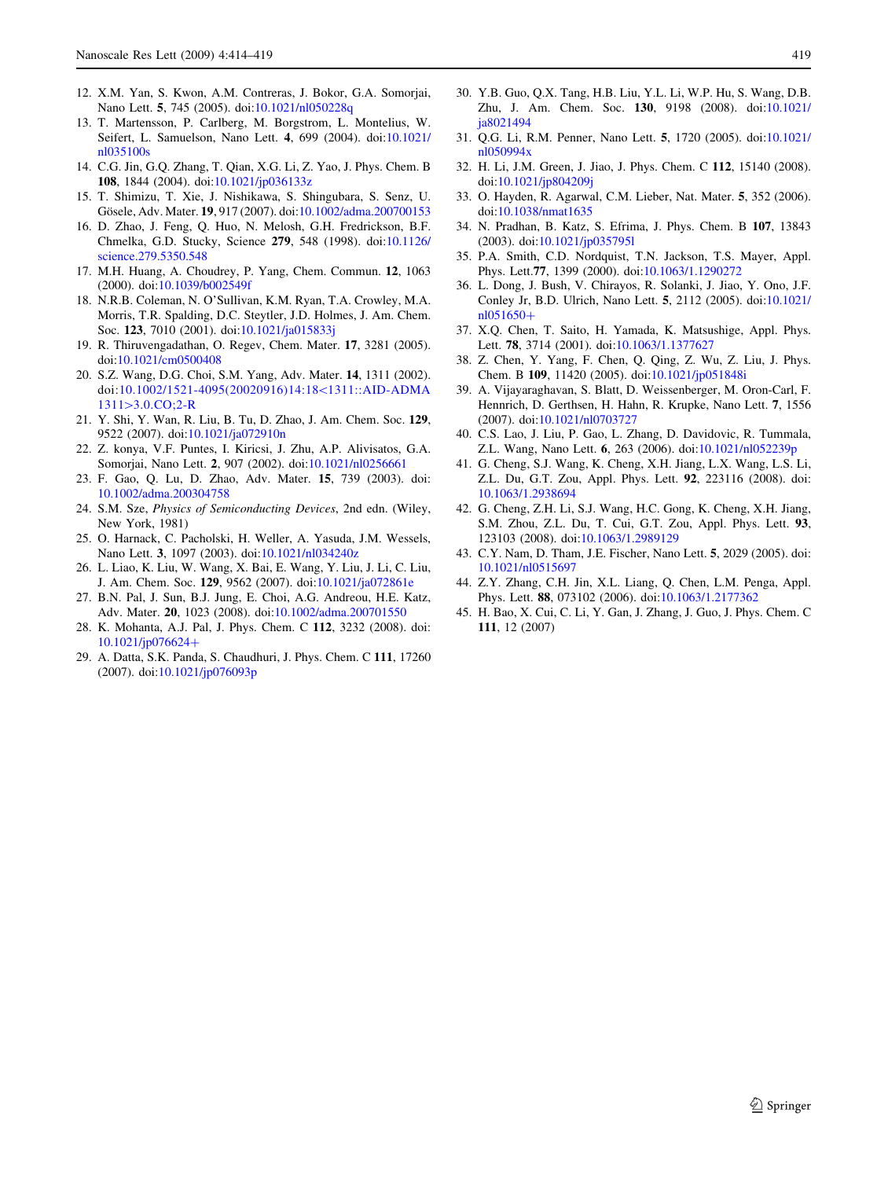12. X.M. Yan, S. Kwon, A.M. Contreras, J. Bokor, G.A. Somorjai, Nano Lett. **5**, 745 (2005). doi:10.1021/nl050228q
13. T. Martensson, P. Carlberg, M. Borgstrom, L. Montelius, W. Seifert, L. Samuelson, Nano Lett. **4**, 699 (2004). doi:10.1021/nl035100s
14. C.G. Jin, G.Q. Zhang, T. Qian, X.G. Li, Z. Yao, J. Phys. Chem. B **108**, 1844 (2004). doi:10.1021/jp036133z
15. T. Shimizu, T. Xie, J. Nishikawa, S. Shingubara, S. Senz, U. Gösele, Adv. Mater. **19**, 917 (2007). doi:10.1002/adma.200700153
16. D. Zhao, J. Feng, Q. Huo, N. Melosh, G.H. Fredrickson, B.F. Chmelka, G.D. Stucky, Science **279**, 548 (1998). doi:10.1126/science.279.5350.548
17. M.H. Huang, A. Choudrey, P. Yang, Chem. Commun. **12**, 1063 (2000). doi:10.1039/b002549f
18. N.R.B. Coleman, N. O'Sullivan, K.M. Ryan, T.A. Crowley, M.A. Morris, T.R. Spalding, D.C. Steytler, J.D. Holmes, J. Am. Chem. Soc. **123**, 7010 (2001). doi:10.1021/ja015833j
19. R. Thiruvengadathan, O. Regev, Chem. Mater. **17**, 3281 (2005). doi:10.1021/cm0500408
20. S.Z. Wang, D.G. Choi, S.M. Yang, Adv. Mater. **14**, 1311 (2002). doi:10.1002/1521-4095(20020916)14:18<1311::AID-ADMA1311>3.0.CO;2-R
21. Y. Shi, Y. Wan, R. Liu, B. Tu, D. Zhao, J. Am. Chem. Soc. **129**, 9522 (2007). doi:10.1021/ja072910n
22. Z. konya, V.F. Puntes, I. Kiricsi, J. Zhu, A.P. Alivisatos, G.A. Somorjai, Nano Lett. **2**, 907 (2002). doi:10.1021/nl0256661
23. F. Gao, Q. Lu, D. Zhao, Adv. Mater. **15**, 739 (2003). doi:10.1002/adma.200304758
24. S.M. Sze, *Physics of Semiconducting Devices*, 2nd edn. (Wiley, New York, 1981)
25. O. Harnack, C. Pacholski, H. Weller, A. Yasuda, J.M. Wessels, Nano Lett. **3**, 1097 (2003). doi:10.1021/nl034240z
26. L. Liao, K. Liu, W. Wang, X. Bai, E. Wang, Y. Liu, J. Li, C. Liu, J. Am. Chem. Soc. **129**, 9562 (2007). doi:10.1021/ja072861e
27. B.N. Pal, J. Sun, B.J. Jung, E. Choi, A.G. Andreou, H.E. Katz, Adv. Mater. **20**, 1023 (2008). doi:10.1002/adma.200701550
28. K. Mohanta, A.J. Pal, J. Phys. Chem. C **112**, 3232 (2008). doi:10.1021/jp076624+
29. A. Datta, S.K. Panda, S. Chaudhuri, J. Phys. Chem. C **111**, 17260 (2007). doi:10.1021/jp076093p
30. Y.B. Guo, Q.X. Tang, H.B. Liu, Y.L. Li, W.P. Hu, S. Wang, D.B. Zhu, J. Am. Chem. Soc. **130**, 9198 (2008). doi:10.1021/ja8021494
31. Q.G. Li, R.M. Penner, Nano Lett. **5**, 1720 (2005). doi:10.1021/nl050994x
32. H. Li, J.M. Green, J. Jiao, J. Phys. Chem. C **112**, 15140 (2008). doi:10.1021/jp804209j
33. O. Hayden, R. Agarwal, C.M. Lieber, Nat. Mater. **5**, 352 (2006). doi:10.1038/nmat1635
34. N. Pradhan, B. Katz, S. Efrima, J. Phys. Chem. B **107**, 13843 (2003). doi:10.1021/jp035795l
35. P.A. Smith, C.D. Nordquist, T.N. Jackson, T.S. Mayer, Appl. Phys. Lett.**77**, 1399 (2000). doi:10.1063/1.1290272
36. L. Dong, J. Bush, V. Chirayos, R. Solanki, J. Jiao, Y. Ono, J.F. Conley Jr, B.D. Ulrich, Nano Lett. **5**, 2112 (2005). doi:10.1021/nl051650+
37. X.Q. Chen, T. Saito, H. Yamada, K. Matsushige, Appl. Phys. Lett. **78**, 3714 (2001). doi:10.1063/1.1377627
38. Z. Chen, Y. Yang, F. Chen, Q. Qing, Z. Wu, Z. Liu, J. Phys. Chem. B **109**, 11420 (2005). doi:10.1021/jp051848i
39. A. Vijayaraghavan, S. Blatt, D. Weissenberger, M. Oron-Carl, F. Hennrich, D. Gerthsen, H. Hahn, R. Krupke, Nano Lett. **7**, 1556 (2007). doi:10.1021/nl0703727
40. C.S. Lao, J. Liu, P. Gao, L. Zhang, D. Davidovic, R. Tummala, Z.L. Wang, Nano Lett. **6**, 263 (2006). doi:10.1021/nl052239p
41. G. Cheng, S.J. Wang, K. Cheng, X.H. Jiang, L.X. Wang, L.S. Li, Z.L. Du, G.T. Zou, Appl. Phys. Lett. **92**, 223116 (2008). doi:10.1063/1.2938694
42. G. Cheng, Z.H. Li, S.J. Wang, H.C. Gong, K. Cheng, X.H. Jiang, S.M. Zhou, Z.L. Du, T. Cui, G.T. Zou, Appl. Phys. Lett. **93**, 123103 (2008). doi:10.1063/1.2989129
43. C.Y. Nam, D. Tham, J.E. Fischer, Nano Lett. **5**, 2029 (2005). doi:10.1021/nl0515697
44. Z.Y. Zhang, C.H. Jin, X.L. Liang, Q. Chen, L.M. Penga, Appl. Phys. Lett. **88**, 073102 (2006). doi:10.1063/1.2177362
45. H. Bao, X. Cui, C. Li, Y. Gan, J. Zhang, J. Guo, J. Phys. Chem. C **111**, 12 (2007)